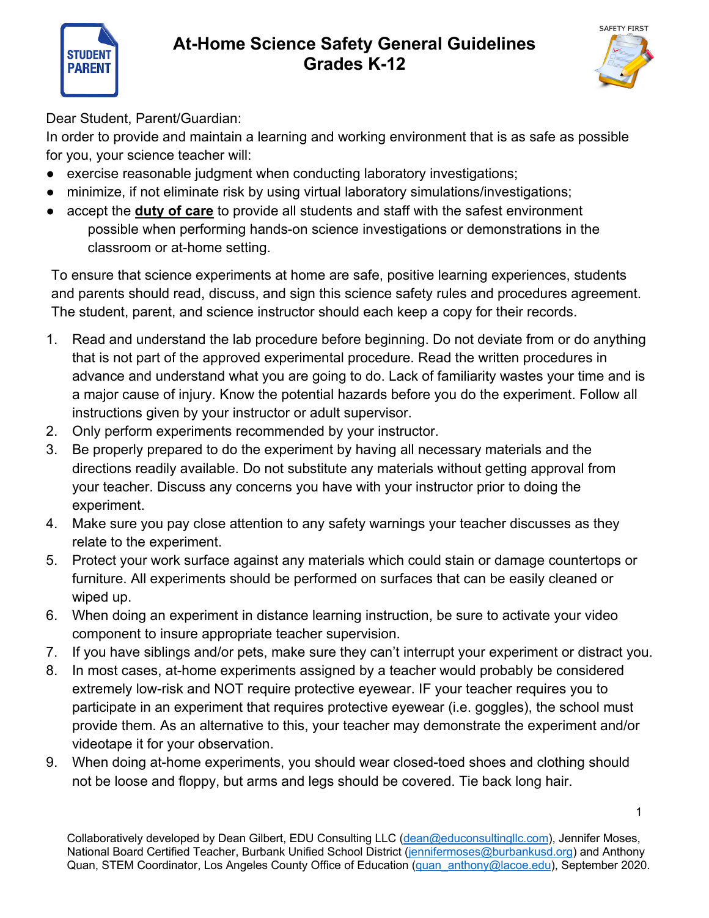# At-Home Science Safety General Guidelines Grades K-12

Dear Student, Parent/Guardian:

In order to provide and maintain a learning and working environment that is as safe as possible for you, your science teacher will:

- exercise reasonable judgment when conducting laboratory investigations;
- minimize, if not eliminate risk by using virtual laboratory simulations/investigations;
- accept the **duty of care** to provide all students and staff with the safest environment possible when performing hands-on science investigations or demonstrations in the classroom or at-home setting.

To ensure that science experiments at home are safe, positive learning experiences, students and parents should read, discuss, and sign this science safety rules and procedures agreement. The student, parent, and science instructor should each keep a copy for their records.

1. Read and understand the lab procedure before beginning. Do not deviate from or do anything that is not part of the approved experimental procedure. Read the written procedures in advance and understand what you are going to do. Lack of familiarity wastes your time and is a major cause of injury. Know the potential hazards before you do the experiment. Follow all instructions given by your instructor or adult supervisor.
2. Only perform experiments recommended by your instructor.
3. Be properly prepared to do the experiment by having all necessary materials and the directions readily available. Do not substitute any materials without getting approval from your teacher. Discuss any concerns you have with your instructor prior to doing the experiment.
4. Make sure you pay close attention to any safety warnings your teacher discusses as they relate to the experiment.
5. Protect your work surface against any materials which could stain or damage countertops or furniture. All experiments should be performed on surfaces that can be easily cleaned or wiped up.
6. When doing an experiment in distance learning instruction, be sure to activate your video component to insure appropriate teacher supervision.
7. If you have siblings and/or pets, make sure they can't interrupt your experiment or distract you.
8. In most cases, at-home experiments assigned by a teacher would probably be considered extremely low-risk and NOT require protective eyewear. IF your teacher requires you to participate in an experiment that requires protective eyewear (i.e. goggles), the school must provide them. As an alternative to this, your teacher may demonstrate the experiment and/or videotape it for your observation.
9. When doing at-home experiments, you should wear closed-toed shoes and clothing should not be loose and floppy, but arms and legs should be covered. Tie back long hair.

Collaboratively developed by Dean Gilbert, EDU Consulting LLC (dean@educonsultingllc.com), Jennifer Moses, National Board Certified Teacher, Burbank Unified School District (jennifermoses@burbankusd.org) and Anthony Quan, STEM Coordinator, Los Angeles County Office of Education (quan_anthony@lacoe.edu), September 2020.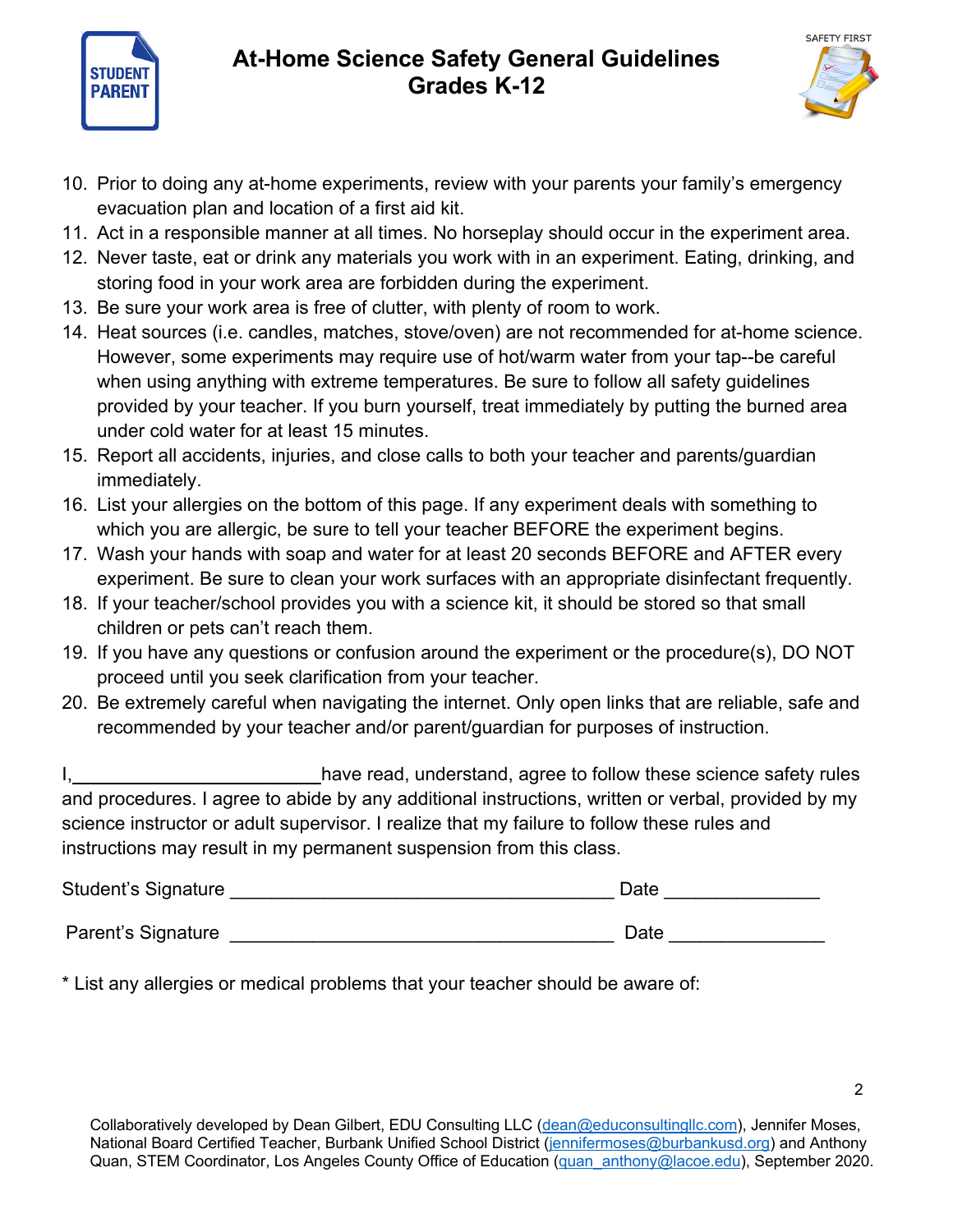# At-Home Science Safety General Guidelines
## Grades K-12

10. Prior to doing any at-home experiments, review with your parents your family's emergency evacuation plan and location of a first aid kit.
11. Act in a responsible manner at all times. No horseplay should occur in the experiment area.
12. Never taste, eat or drink any materials you work with in an experiment. Eating, drinking, and storing food in your work area are forbidden during the experiment.
13. Be sure your work area is free of clutter, with plenty of room to work.
14. Heat sources (i.e. candles, matches, stove/oven) are not recommended for at-home science. However, some experiments may require use of hot/warm water from your tap--be careful when using anything with extreme temperatures. Be sure to follow all safety guidelines provided by your teacher. If you burn yourself, treat immediately by putting the burned area under cold water for at least 15 minutes.
15. Report all accidents, injuries, and close calls to both your teacher and parents/guardian immediately.
16. List your allergies on the bottom of this page. If any experiment deals with something to which you are allergic, be sure to tell your teacher BEFORE the experiment begins.
17. Wash your hands with soap and water for at least 20 seconds BEFORE and AFTER every experiment. Be sure to clean your work surfaces with an appropriate disinfectant frequently.
18. If your teacher/school provides you with a science kit, it should be stored so that small children or pets can't reach them.
19. If you have any questions or confusion around the experiment or the procedure(s), DO NOT proceed until you seek clarification from your teacher.
20. Be extremely careful when navigating the internet. Only open links that are reliable, safe and recommended by your teacher and/or parent/guardian for purposes of instruction.

I,________________________have read, understand, agree to follow these science safety rules and procedures. I agree to abide by any additional instructions, written or verbal, provided by my science instructor or adult supervisor. I realize that my failure to follow these rules and instructions may result in my permanent suspension from this class.

Student's Signature ____________________________________ Date _______________

Parent's Signature ____________________________________ Date _______________

* List any allergies or medical problems that your teacher should be aware of:

Collaboratively developed by Dean Gilbert, EDU Consulting LLC (dean@educonsultingllc.com), Jennifer Moses, National Board Certified Teacher, Burbank Unified School District (jennifermoses@burbankusd.org) and Anthony Quan, STEM Coordinator, Los Angeles County Office of Education (quan_anthony@lacoe.edu), September 2020.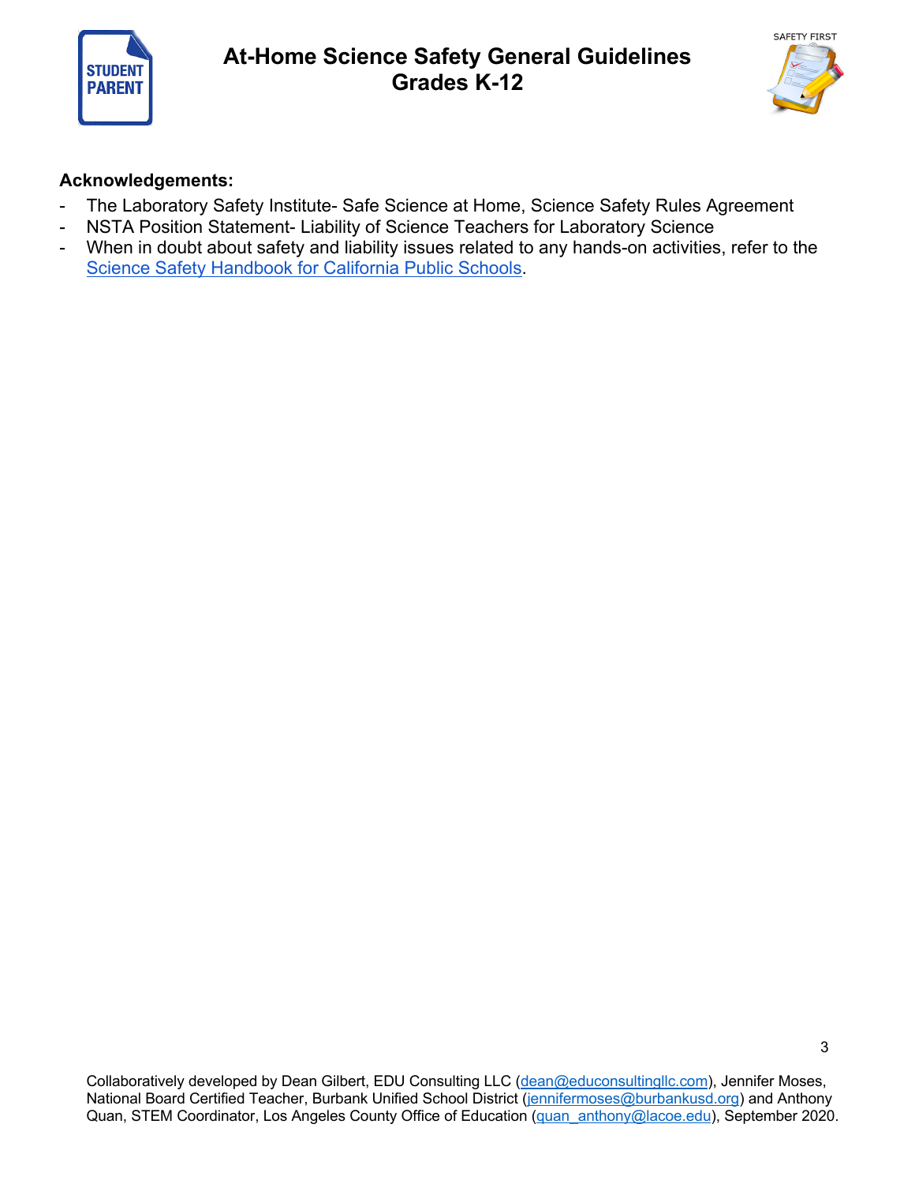**Acknowledgements:**

- The Laboratory Safety Institute- Safe Science at Home, Science Safety Rules Agreement
- NSTA Position Statement- Liability of Science Teachers for Laboratory Science
- When in doubt about safety and liability issues related to any hands-on activities, refer to the [Science Safety Handbook for California Public Schools](Science Safety Handbook for California Public Schools).